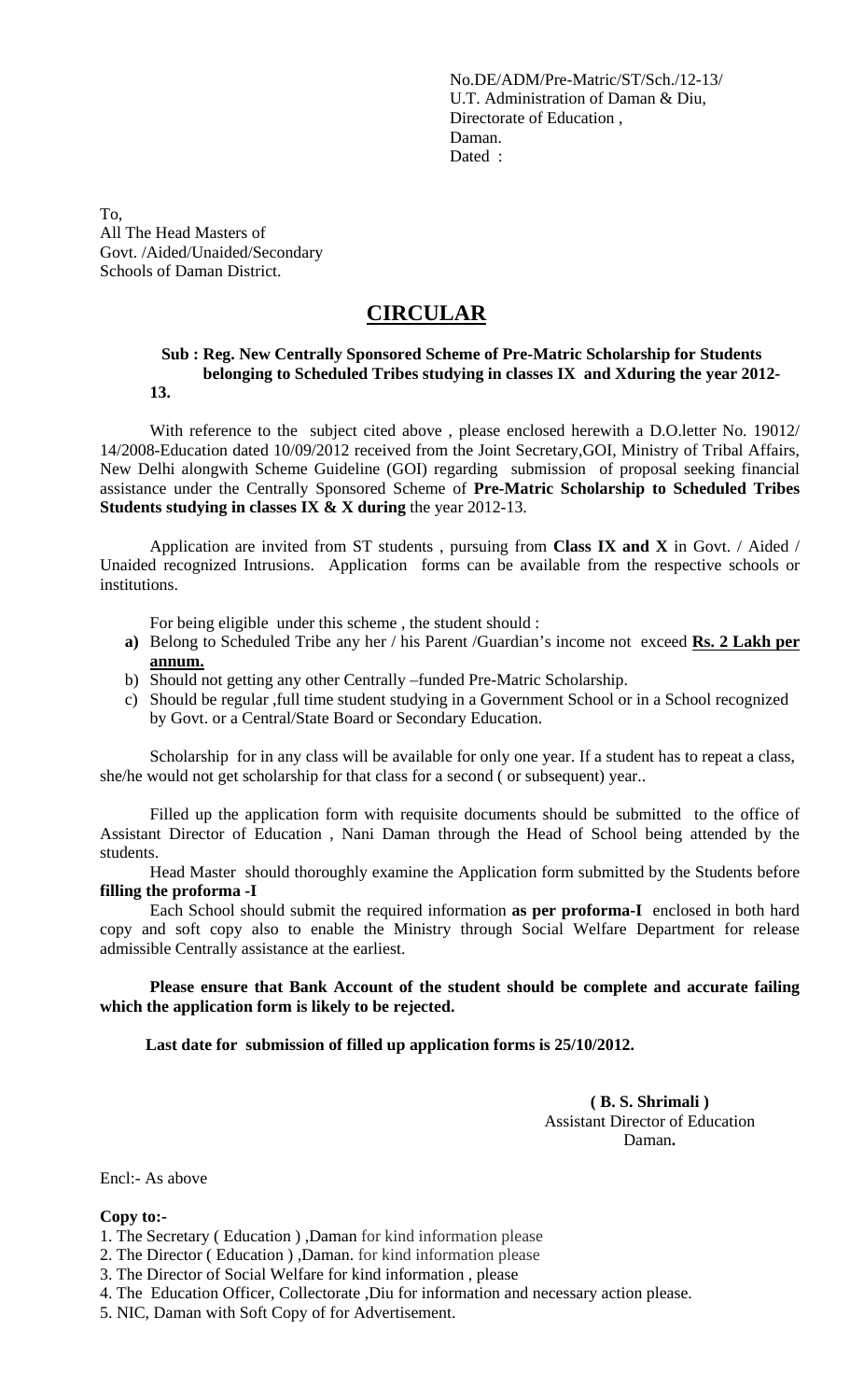No.DE/ADM/Pre-Matric/ST/Sch./12-13/
U.T. Administration of Daman & Diu,
Directorate of Education ,
Daman.
Dated :

To,
All The Head Masters of
Govt. /Aided/Unaided/Secondary
Schools of Daman District.

# CIRCULAR

**Sub : Reg. New Centrally Sponsored Scheme of Pre-Matric Scholarship for Students belonging to Scheduled Tribes studying in classes IX and Xduring the year 2012-13.**

With reference to the subject cited above , please enclosed herewith a D.O.letter No. 19012/ 14/2008-Education dated 10/09/2012 received from the Joint Secretary,GOI, Ministry of Tribal Affairs, New Delhi alongwith Scheme Guideline (GOI) regarding submission of proposal seeking financial assistance under the Centrally Sponsored Scheme of **Pre-Matric Scholarship to Scheduled Tribes Students studying in classes IX & X during** the year 2012-13.

Application are invited from ST students , pursuing from **Class IX and X** in Govt. / Aided / Unaided recognized Intrusions. Application forms can be available from the respective schools or institutions.

For being eligible under this scheme , the student should :

- **a)** Belong to Scheduled Tribe any her / his Parent /Guardian's income not exceed **Rs. 2 Lakh per annum.**
- b) Should not getting any other Centrally –funded Pre-Matric Scholarship.
- c) Should be regular ,full time student studying in a Government School or in a School recognized by Govt. or a Central/State Board or Secondary Education.

Scholarship for in any class will be available for only one year. If a student has to repeat a class, she/he would not get scholarship for that class for a second ( or subsequent) year..

Filled up the application form with requisite documents should be submitted to the office of Assistant Director of Education , Nani Daman through the Head of School being attended by the students.

Head Master should thoroughly examine the Application form submitted by the Students before **filling the proforma -I**

Each School should submit the required information **as per proforma-I** enclosed in both hard copy and soft copy also to enable the Ministry through Social Welfare Department for release admissible Centrally assistance at the earliest.

**Please ensure that Bank Account of the student should be complete and accurate failing which the application form is likely to be rejected.**

**Last date for submission of filled up application forms is 25/10/2012.**

**( B. S. Shrimali )**
Assistant Director of Education
Daman**.**

Encl:- As above

**Copy to:-**

1. The Secretary ( Education ) ,Daman for kind information please
2. The Director ( Education ) ,Daman. for kind information please
3. The Director of Social Welfare for kind information , please
4. The Education Officer, Collectorate ,Diu for information and necessary action please.
5. NIC, Daman with Soft Copy of for Advertisement.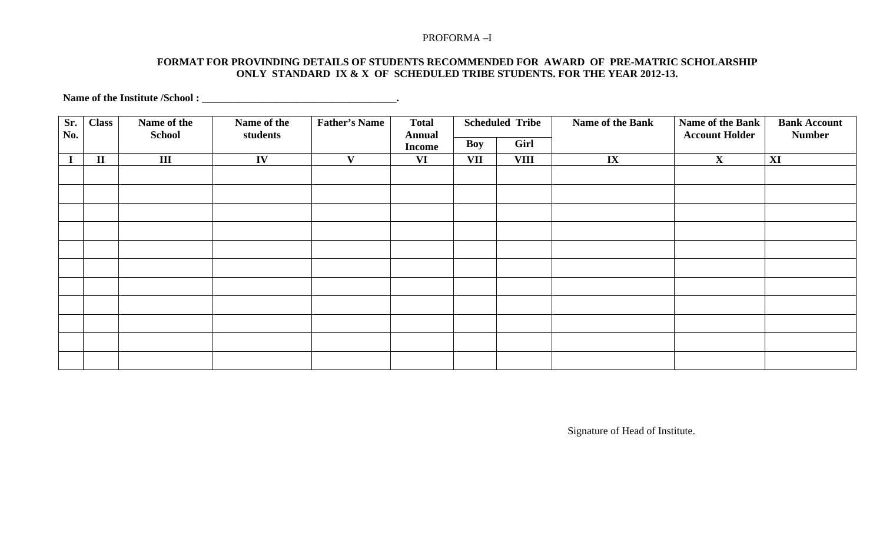PROFORMA –I

**FORMAT FOR PROVINDING DETAILS OF STUDENTS RECOMMENDED FOR AWARD OF PRE-MATRIC SCHOLARSHIP ONLY STANDARD IX & X OF SCHEDULED TRIBE STUDENTS. FOR THE YEAR 2012-13.**

**Name of the Institute /School : \_\_\_\_\_\_\_\_\_\_\_\_\_\_\_\_\_\_\_\_\_\_\_\_\_\_\_\_\_\_\_\_\_\_\_\_\_.**

| Sr. No. | Class | Name of the School | Name of the students | Father's Name | Total Annual Income | Scheduled Tribe | | Name of the Bank | Name of the Bank Account Holder | Bank Account Number |
|---|---|---|---|---|---|---|---|---|---|---|
| | | | | | | Boy | Girl | | | |
| I | II | III | IV | V | VI | VII | VIII | IX | X | XI |
| | | | | | | | | | | |
| | | | | | | | | | | |
| | | | | | | | | | | |
| | | | | | | | | | | |
| | | | | | | | | | | |
| | | | | | | | | | | |
| | | | | | | | | | | |
| | | | | | | | | | | |
| | | | | | | | | | | |
| | | | | | | | | | | |
| | | | | | | | | | | |

Signature of Head of Institute.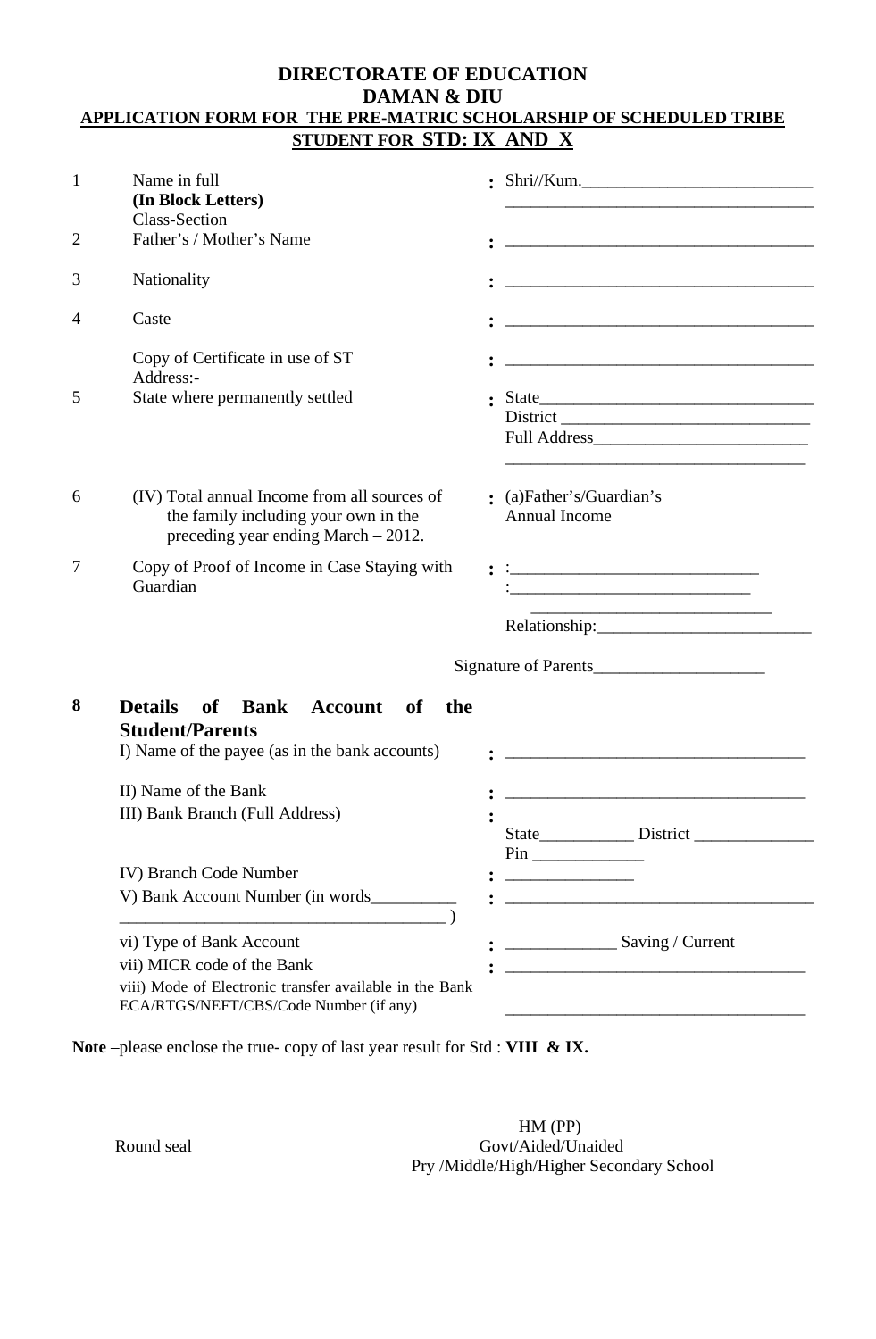# DIRECTORATE OF EDUCATION
# DAMAN & DIU

**APPLICATION FORM FOR THE PRE-MATRIC SCHOLARSHIP OF SCHEDULED TRIBE STUDENT FOR STD: IX AND X**

| | | | |
|---|---|---|---|
| 1 | Name in full **(In Block Letters)** Class-Section | : | Shri//Kum.___________________________ ____________________________________ |
| 2 | Father's / Mother's Name | : | ____________________________________ |
| 3 | Nationality | : | ____________________________________ |
| 4 | Caste | : | ____________________________________ |
| | Copy of Certificate in use of ST Address:- | : | ____________________________________ |
| 5 | State where permanently settled | : | State_________________________________ District _____________________________ Full Address_________________________ ____________________________________ |
| 6 | (IV) Total annual Income from all sources of the family including your own in the preceding year ending March – 2012. | : | (a)Father's/Guardian's Annual Income |
| 7 | Copy of Proof of Income in Case Staying with Guardian | : | :_____________________________ :____________________________ ____________________________ Relationship:_________________________ |

Signature of Parents____________________

| | | | |
|---|---|---|---|
| **8** | **Details of Bank Account of the Student/Parents** | | |
| | I) Name of the payee (as in the bank accounts) | : | ___________________________________ |
| | II) Name of the Bank | : | ___________________________________ |
| | III) Bank Branch (Full Address) | : | State___________ District ______________ Pin _____________ |
| | IV) Branch Code Number | : | _______________ |
| | V) Bank Account Number (in words__________ ______________________________________ ) | : | ____________________________________ |
| | vi) Type of Bank Account | : | _____________ Saving / Current |
| | vii) MICR code of the Bank | : | ___________________________________ |
| | viii) Mode of Electronic transfer available in the Bank ECA/RTGS/NEFT/CBS/Code Number (if any) | | ___________________________________ |

**Note** –please enclose the true- copy of last year result for Std : **VIII & IX.**

Round seal

HM (PP)
Govt/Aided/Unaided
Pry /Middle/High/Higher Secondary School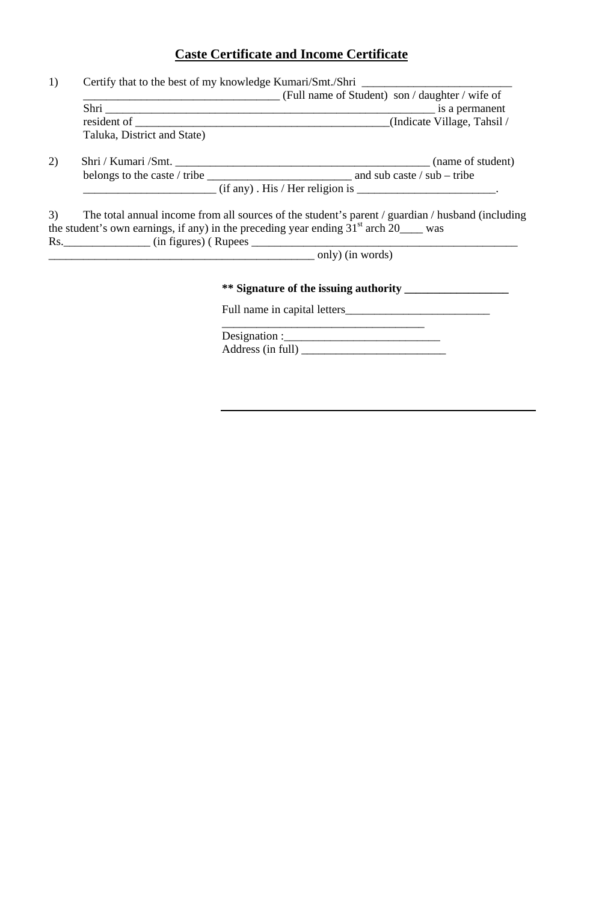# Caste Certificate and Income Certificate

1) Certify that to the best of my knowledge Kumari/Smt./Shri __________________________ __________________________________ (Full name of Student) son / daughter / wife of Shri __________________________________________________________ is a permanent resident of ____________________________________________(Indicate Village, Tahsil / Taluka, District and State)

2) Shri / Kumari /Smt. ____________________________________________ (name of student) belongs to the caste / tribe _________________________ and sub caste / sub – tribe _______________________ (if any) . His / Her religion is ________________________.

3) The total annual income from all sources of the student's parent / guardian / husband (including the student's own earnings, if any) in the preceding year ending 31st arch 20____ was Rs._______________ (in figures) ( Rupees _________________________________________________ ______________________________________________ only) (in words)

**\*\* Signature of the issuing authority __________________**

Full name in capital letters_________________________
___________________________________

Designation :___________________________

Address (in full) _________________________